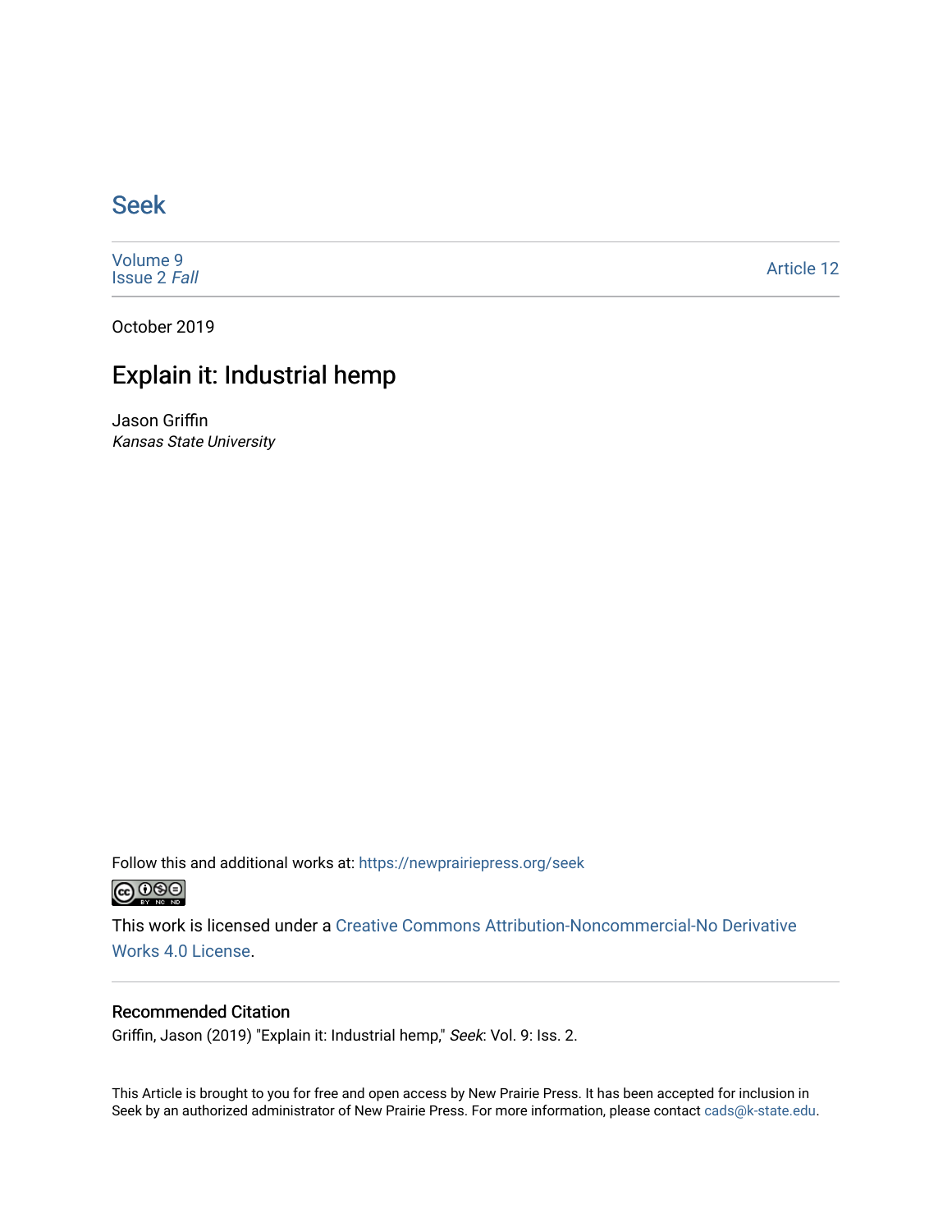# Seek

Volume 9
Issue 2 *Fall*

Article 12

October 2019

## Explain it: Industrial hemp

Jason Griffin
*Kansas State University*

Follow this and additional works at: https://newprairiepress.org/seek

This work is licensed under a Creative Commons Attribution-Noncommercial-No Derivative Works 4.0 License.

### Recommended Citation

Griffin, Jason (2019) "Explain it: Industrial hemp," *Seek*: Vol. 9: Iss. 2.

This Article is brought to you for free and open access by New Prairie Press. It has been accepted for inclusion in Seek by an authorized administrator of New Prairie Press. For more information, please contact cads@k-state.edu.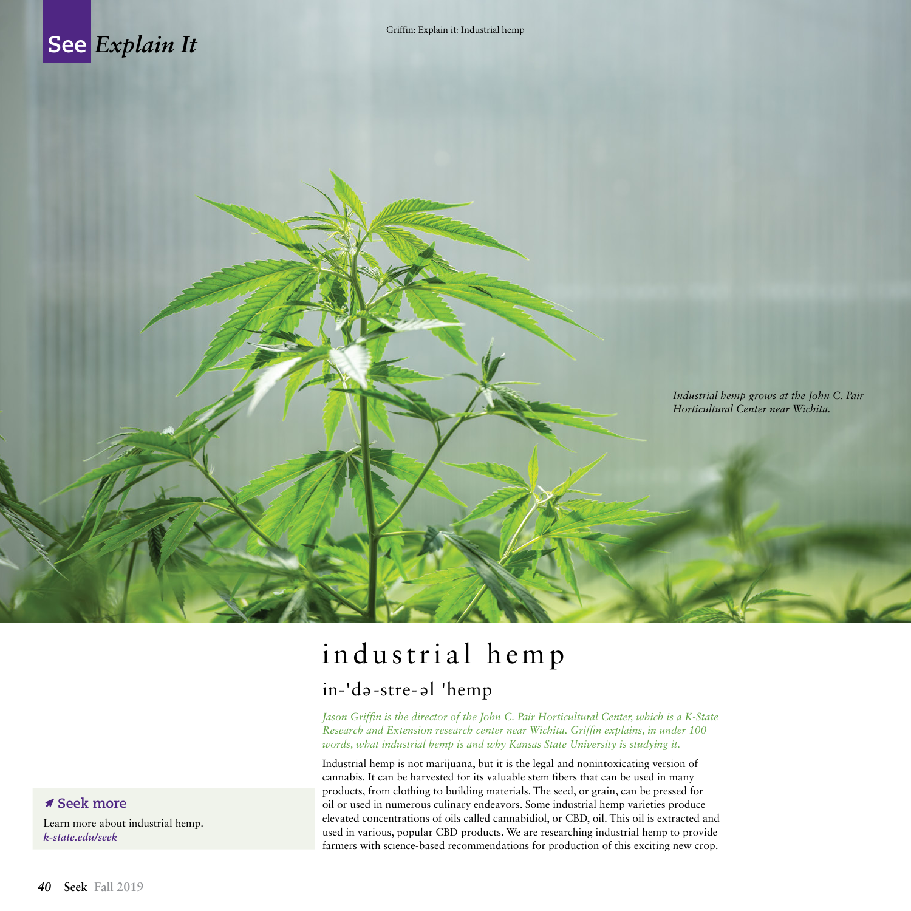# See *Explain It*

*Industrial hemp grows at the John C. Pair Horticultural Center near Wichita.*

## industrial hemp

### in-'də-stre-əl 'hemp

*Jason Griffin is the director of the John C. Pair Horticultural Center, which is a K-State Research and Extension research center near Wichita. Griffin explains, in under 100 words, what industrial hemp is and why Kansas State University is studying it.*

Industrial hemp is not marijuana, but it is the legal and nonintoxicating version of cannabis. It can be harvested for its valuable stem fibers that can be used in many products, from clothing to building materials. The seed, or grain, can be pressed for oil or used in numerous culinary endeavors. Some industrial hemp varieties produce elevated concentrations of oils called cannabidiol, or CBD, oil. This oil is extracted and used in various, popular CBD products. We are researching industrial hemp to provide farmers with science-based recommendations for production of this exciting new crop.

**Seek more**

Learn more about industrial hemp.
*k-state.edu/seek*